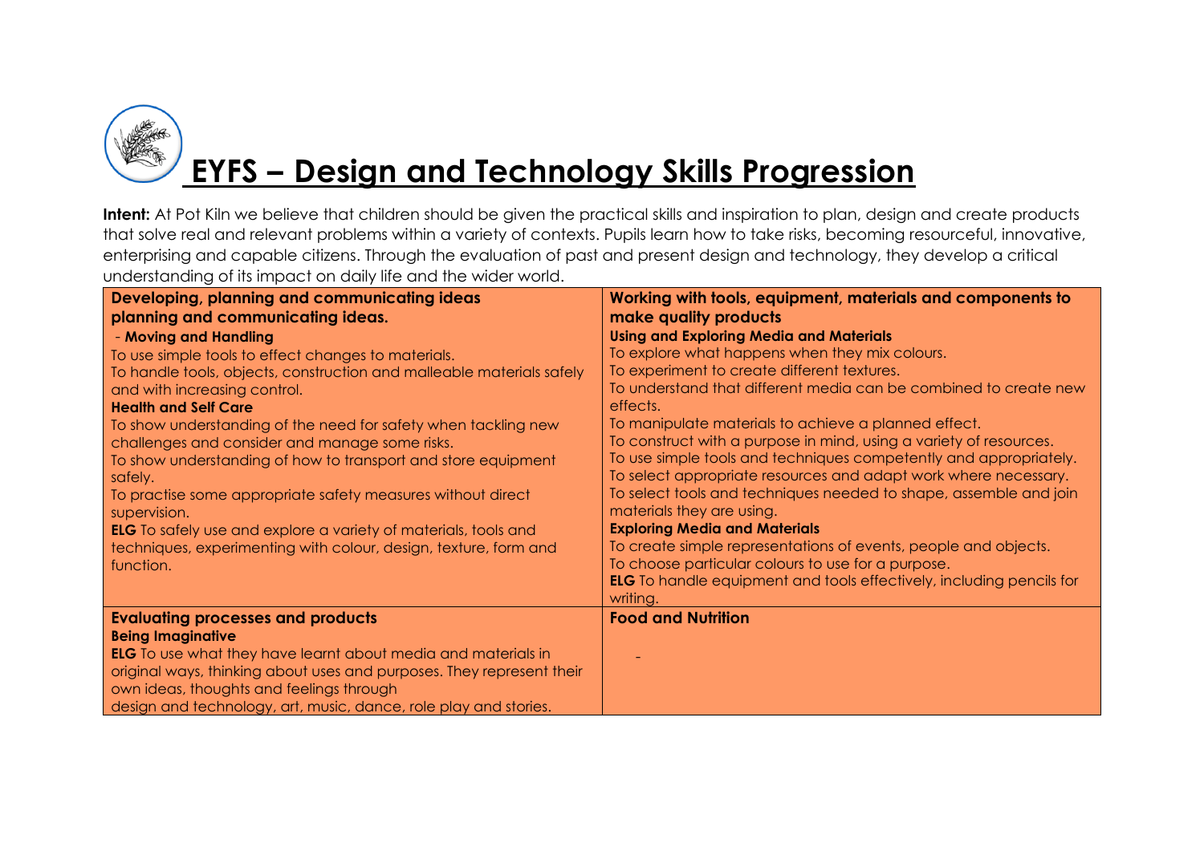# EYFS – Design and Technology Skills Progression

**Intent:** At Pot Kiln we believe that children should be given the practical skills and inspiration to plan, design and create products that solve real and relevant problems within a variety of contexts. Pupils learn how to take risks, becoming resourceful, innovative, enterprising and capable citizens. Through the evaluation of past and present design and technology, they develop a critical understanding of its impact on daily life and the wider world.

| **Developing, planning and communicating ideas planning and communicating ideas.** | **Working with tools, equipment, materials and components to make quality products** |
|---|---|
| - **Moving and Handling**<br>To use simple tools to effect changes to materials.<br>To handle tools, objects, construction and malleable materials safely and with increasing control.<br>**Health and Self Care**<br>To show understanding of the need for safety when tackling new challenges and consider and manage some risks.<br>To show understanding of how to transport and store equipment safely.<br>To practise some appropriate safety measures without direct supervision.<br>**ELG** To safely use and explore a variety of materials, tools and techniques, experimenting with colour, design, texture, form and function. | **Using and Exploring Media and Materials**<br>To explore what happens when they mix colours.<br>To experiment to create different textures.<br>To understand that different media can be combined to create new effects.<br>To manipulate materials to achieve a planned effect.<br>To construct with a purpose in mind, using a variety of resources.<br>To use simple tools and techniques competently and appropriately.<br>To select appropriate resources and adapt work where necessary.<br>To select tools and techniques needed to shape, assemble and join materials they are using.<br>**Exploring Media and Materials**<br>To create simple representations of events, people and objects.<br>To choose particular colours to use for a purpose.<br>**ELG** To handle equipment and tools effectively, including pencils for writing. |
| **Evaluating processes and products**<br>**Being Imaginative**<br>**ELG** To use what they have learnt about media and materials in original ways, thinking about uses and purposes. They represent their own ideas, thoughts and feelings through design and technology, art, music, dance, role play and stories. | **Food and Nutrition**<br>- |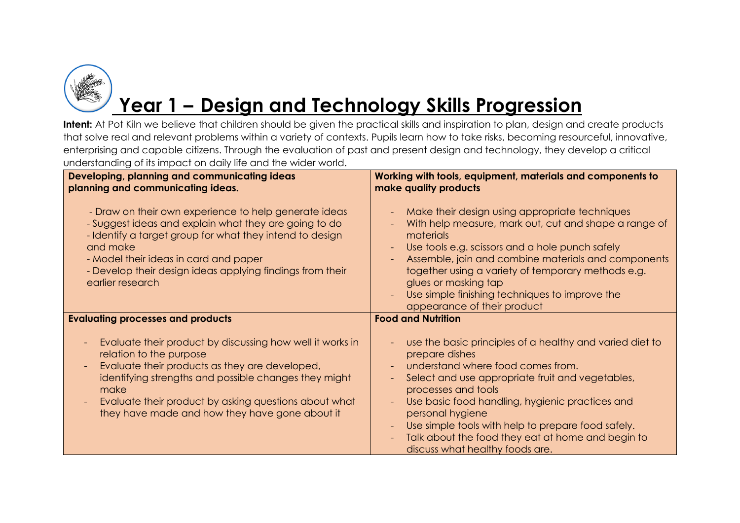# Year 1 – Design and Technology Skills Progression

**Intent:** At Pot Kiln we believe that children should be given the practical skills and inspiration to plan, design and create products that solve real and relevant problems within a variety of contexts. Pupils learn how to take risks, becoming resourceful, innovative, enterprising and capable citizens. Through the evaluation of past and present design and technology, they develop a critical understanding of its impact on daily life and the wider world.

| **Developing, planning and communicating ideas planning and communicating ideas.** | **Working with tools, equipment, materials and components to make quality products** |
|---|---|
| - Draw on their own experience to help generate ideas<br>- Suggest ideas and explain what they are going to do<br>- Identify a target group for what they intend to design and make<br>- Model their ideas in card and paper<br>- Develop their design ideas applying findings from their earlier research | - Make their design using appropriate techniques<br>- With help measure, mark out, cut and shape a range of materials<br>- Use tools e.g. scissors and a hole punch safely<br>- Assemble, join and combine materials and components together using a variety of temporary methods e.g. glues or masking tap<br>- Use simple finishing techniques to improve the appearance of their product |
| **Evaluating processes and products** | **Food and Nutrition** |
| - Evaluate their product by discussing how well it works in relation to the purpose<br>- Evaluate their products as they are developed, identifying strengths and possible changes they might make<br>- Evaluate their product by asking questions about what they have made and how they have gone about it | - use the basic principles of a healthy and varied diet to prepare dishes<br>- understand where food comes from.<br>- Select and use appropriate fruit and vegetables, processes and tools<br>- Use basic food handling, hygienic practices and personal hygiene<br>- Use simple tools with help to prepare food safely.<br>- Talk about the food they eat at home and begin to discuss what healthy foods are. |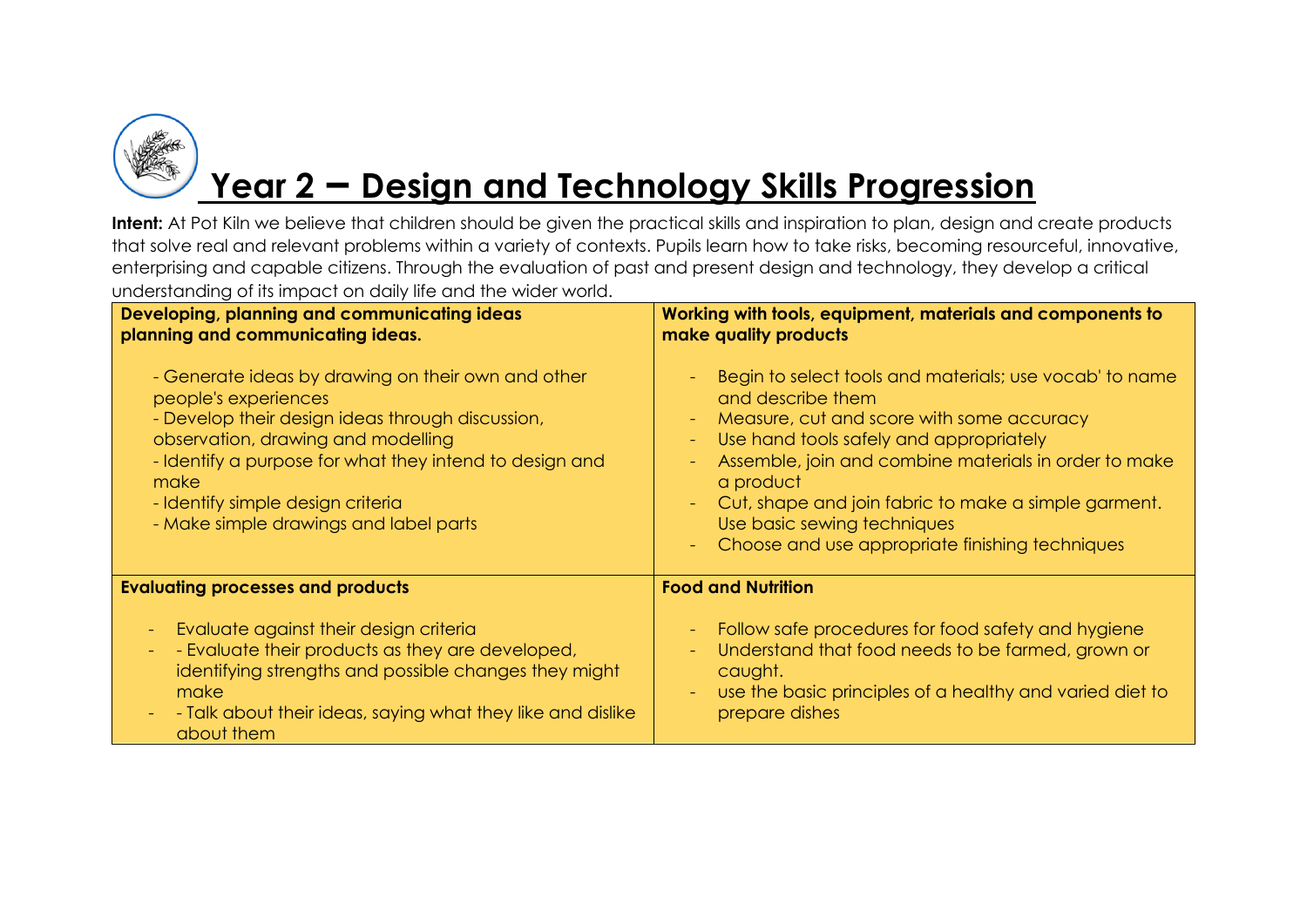# Year 2 – Design and Technology Skills Progression

**Intent:** At Pot Kiln we believe that children should be given the practical skills and inspiration to plan, design and create products that solve real and relevant problems within a variety of contexts. Pupils learn how to take risks, becoming resourceful, innovative, enterprising and capable citizens. Through the evaluation of past and present design and technology, they develop a critical understanding of its impact on daily life and the wider world.

| **Developing, planning and communicating ideas planning and communicating ideas.** | **Working with tools, equipment, materials and components to make quality products** |
|---|---|
| - Generate ideas by drawing on their own and other people's experiences<br>- Develop their design ideas through discussion, observation, drawing and modelling<br>- Identify a purpose for what they intend to design and make<br>- Identify simple design criteria<br>- Make simple drawings and label parts | - Begin to select tools and materials; use vocab' to name and describe them<br>- Measure, cut and score with some accuracy<br>- Use hand tools safely and appropriately<br>- Assemble, join and combine materials in order to make a product<br>- Cut, shape and join fabric to make a simple garment. Use basic sewing techniques<br>- Choose and use appropriate finishing techniques |
| **Evaluating processes and products** | **Food and Nutrition** |
| - Evaluate against their design criteria<br>- - Evaluate their products as they are developed, identifying strengths and possible changes they might make<br>- - Talk about their ideas, saying what they like and dislike about them | - Follow safe procedures for food safety and hygiene<br>- Understand that food needs to be farmed, grown or caught.<br>- use the basic principles of a healthy and varied diet to prepare dishes |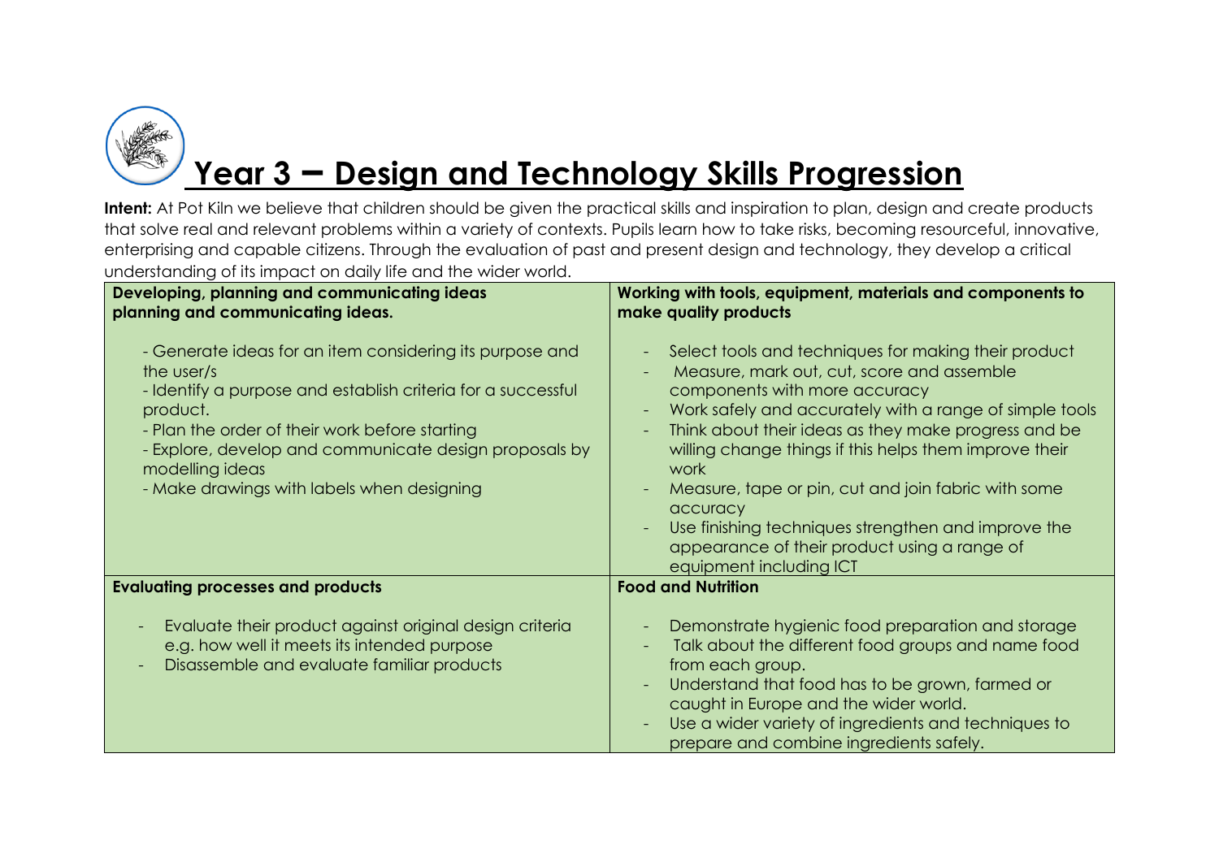# Year 3 – Design and Technology Skills Progression

**Intent:** At Pot Kiln we believe that children should be given the practical skills and inspiration to plan, design and create products that solve real and relevant problems within a variety of contexts. Pupils learn how to take risks, becoming resourceful, innovative, enterprising and capable citizens. Through the evaluation of past and present design and technology, they develop a critical understanding of its impact on daily life and the wider world.

| **Developing, planning and communicating ideas planning and communicating ideas.** | **Working with tools, equipment, materials and components to make quality products** |
|---|---|
| - Generate ideas for an item considering its purpose and the user/s<br>- Identify a purpose and establish criteria for a successful product.<br>- Plan the order of their work before starting<br>- Explore, develop and communicate design proposals by modelling ideas<br>- Make drawings with labels when designing | - Select tools and techniques for making their product<br>- Measure, mark out, cut, score and assemble components with more accuracy<br>- Work safely and accurately with a range of simple tools<br>- Think about their ideas as they make progress and be willing change things if this helps them improve their work<br>- Measure, tape or pin, cut and join fabric with some accuracy<br>- Use finishing techniques strengthen and improve the appearance of their product using a range of equipment including ICT |
| **Evaluating processes and products** | **Food and Nutrition** |
| - Evaluate their product against original design criteria e.g. how well it meets its intended purpose<br>- Disassemble and evaluate familiar products | - Demonstrate hygienic food preparation and storage<br>- Talk about the different food groups and name food from each group.<br>- Understand that food has to be grown, farmed or caught in Europe and the wider world.<br>- Use a wider variety of ingredients and techniques to prepare and combine ingredients safely. |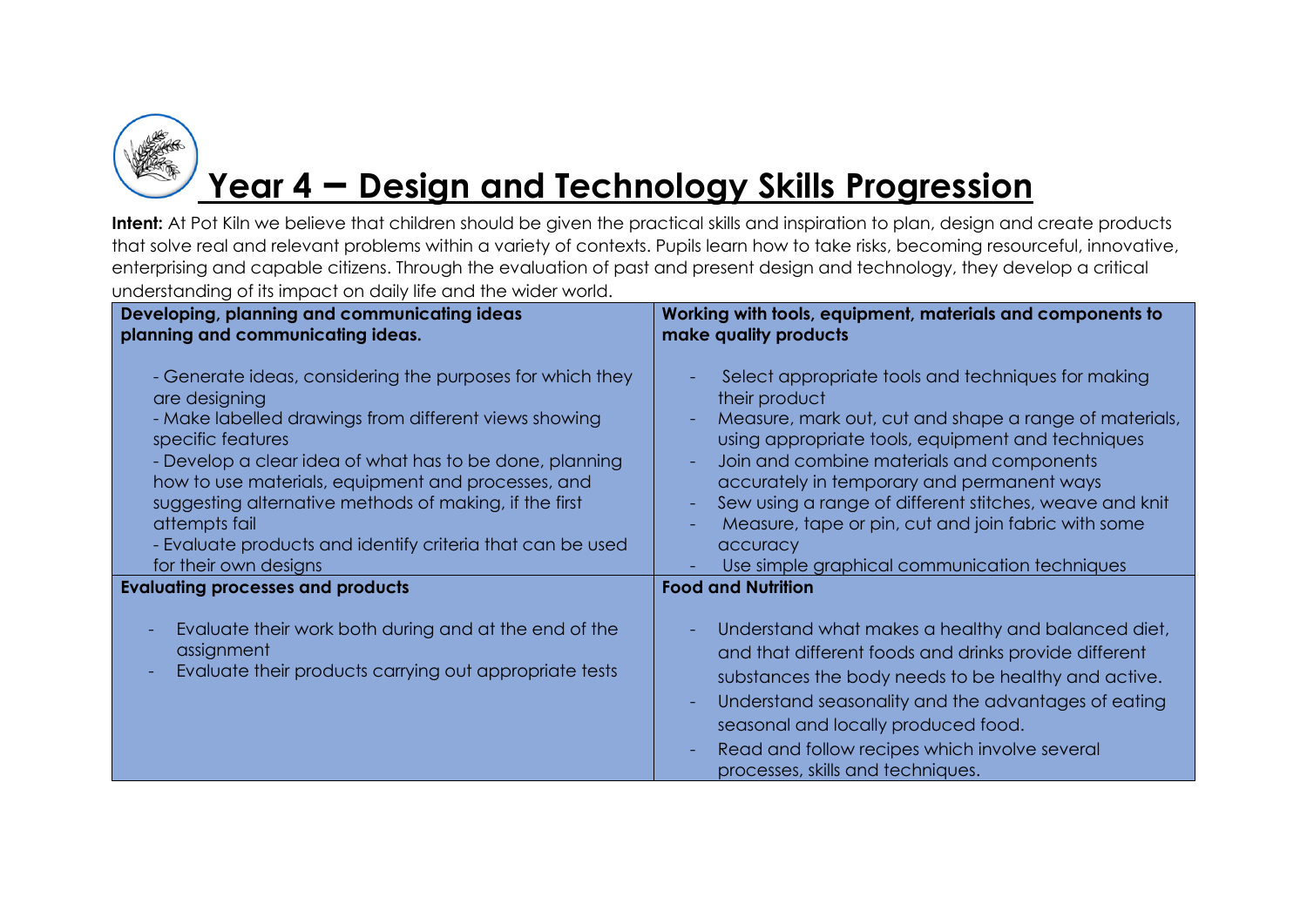# Year 4 – Design and Technology Skills Progression

**Intent:** At Pot Kiln we believe that children should be given the practical skills and inspiration to plan, design and create products that solve real and relevant problems within a variety of contexts. Pupils learn how to take risks, becoming resourceful, innovative, enterprising and capable citizens. Through the evaluation of past and present design and technology, they develop a critical understanding of its impact on daily life and the wider world.

| **Developing, planning and communicating ideas planning and communicating ideas.** | **Working with tools, equipment, materials and components to make quality products** |
|---|---|
| - Generate ideas, considering the purposes for which they are designing<br>- Make labelled drawings from different views showing specific features<br>- Develop a clear idea of what has to be done, planning how to use materials, equipment and processes, and suggesting alternative methods of making, if the first attempts fail<br>- Evaluate products and identify criteria that can be used for their own designs | - Select appropriate tools and techniques for making their product<br>- Measure, mark out, cut and shape a range of materials, using appropriate tools, equipment and techniques<br>- Join and combine materials and components accurately in temporary and permanent ways<br>- Sew using a range of different stitches, weave and knit<br>- Measure, tape or pin, cut and join fabric with some accuracy<br>- Use simple graphical communication techniques |
| **Evaluating processes and products** | **Food and Nutrition** |
| - Evaluate their work both during and at the end of the assignment<br>- Evaluate their products carrying out appropriate tests | - Understand what makes a healthy and balanced diet, and that different foods and drinks provide different substances the body needs to be healthy and active.<br>- Understand seasonality and the advantages of eating seasonal and locally produced food.<br>- Read and follow recipes which involve several processes, skills and techniques. |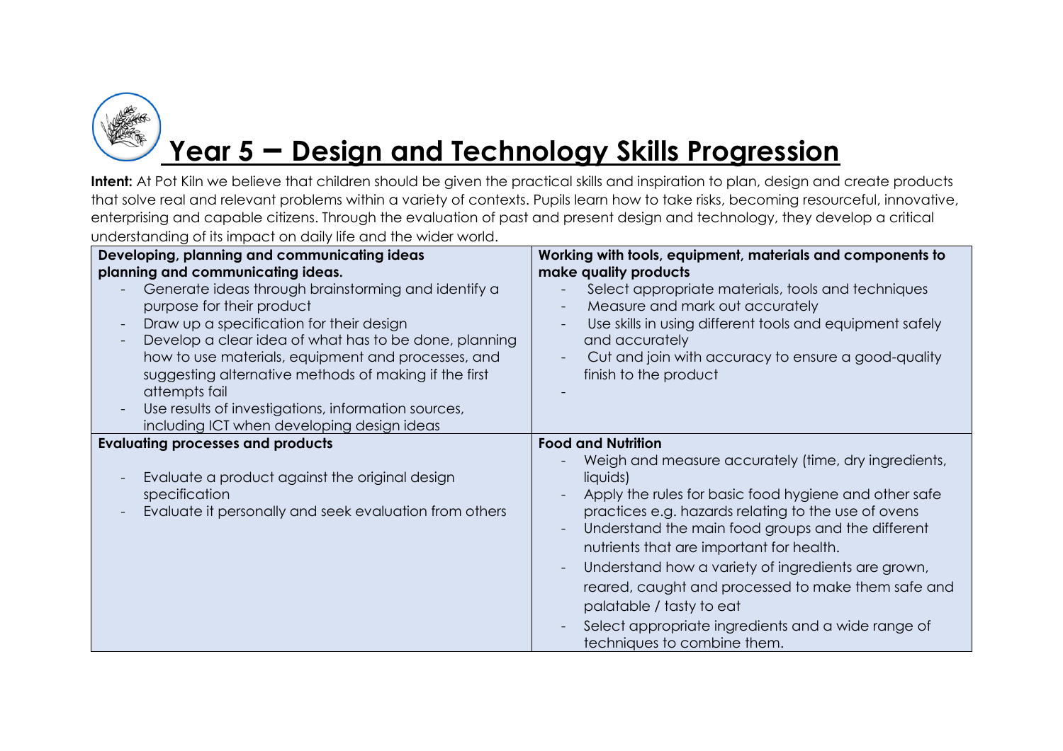# Year 5 – Design and Technology Skills Progression

**Intent:** At Pot Kiln we believe that children should be given the practical skills and inspiration to plan, design and create products that solve real and relevant problems within a variety of contexts. Pupils learn how to take risks, becoming resourceful, innovative, enterprising and capable citizens. Through the evaluation of past and present design and technology, they develop a critical understanding of its impact on daily life and the wider world.

| **Developing, planning and communicating ideas planning and communicating ideas.** | **Working with tools, equipment, materials and components to make quality products** |
|---|---|
| - Generate ideas through brainstorming and identify a purpose for their product<br>- Draw up a specification for their design<br>- Develop a clear idea of what has to be done, planning how to use materials, equipment and processes, and suggesting alternative methods of making if the first attempts fail<br>- Use results of investigations, information sources, including ICT when developing design ideas | - Select appropriate materials, tools and techniques<br>- Measure and mark out accurately<br>- Use skills in using different tools and equipment safely and accurately<br>- Cut and join with accuracy to ensure a good-quality finish to the product<br>- |
| **Evaluating processes and products** | **Food and Nutrition** |
| - Evaluate a product against the original design specification<br>- Evaluate it personally and seek evaluation from others | - Weigh and measure accurately (time, dry ingredients, liquids)<br>- Apply the rules for basic food hygiene and other safe practices e.g. hazards relating to the use of ovens<br>- Understand the main food groups and the different nutrients that are important for health.<br>- Understand how a variety of ingredients are grown, reared, caught and processed to make them safe and palatable / tasty to eat<br>- Select appropriate ingredients and a wide range of techniques to combine them. |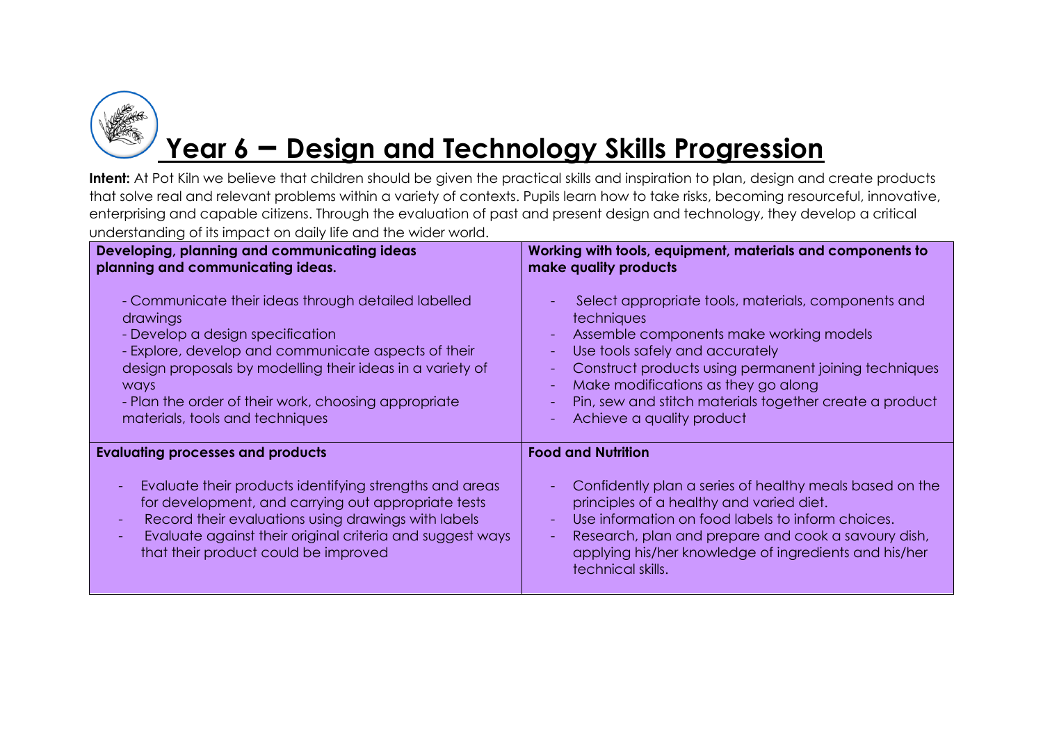# Year 6 – Design and Technology Skills Progression

**Intent:** At Pot Kiln we believe that children should be given the practical skills and inspiration to plan, design and create products that solve real and relevant problems within a variety of contexts. Pupils learn how to take risks, becoming resourceful, innovative, enterprising and capable citizens. Through the evaluation of past and present design and technology, they develop a critical understanding of its impact on daily life and the wider world.

| **Developing, planning and communicating ideas planning and communicating ideas.** | **Working with tools, equipment, materials and components to make quality products** |
|---|---|
| - Communicate their ideas through detailed labelled drawings<br>- Develop a design specification<br>- Explore, develop and communicate aspects of their design proposals by modelling their ideas in a variety of ways<br>- Plan the order of their work, choosing appropriate materials, tools and techniques | - Select appropriate tools, materials, components and techniques<br>- Assemble components make working models<br>- Use tools safely and accurately<br>- Construct products using permanent joining techniques<br>- Make modifications as they go along<br>- Pin, sew and stitch materials together create a product<br>- Achieve a quality product |
| **Evaluating processes and products** | **Food and Nutrition** |
| - Evaluate their products identifying strengths and areas for development, and carrying out appropriate tests<br>- Record their evaluations using drawings with labels<br>- Evaluate against their original criteria and suggest ways that their product could be improved | - Confidently plan a series of healthy meals based on the principles of a healthy and varied diet.<br>- Use information on food labels to inform choices.<br>- Research, plan and prepare and cook a savoury dish, applying his/her knowledge of ingredients and his/her technical skills. |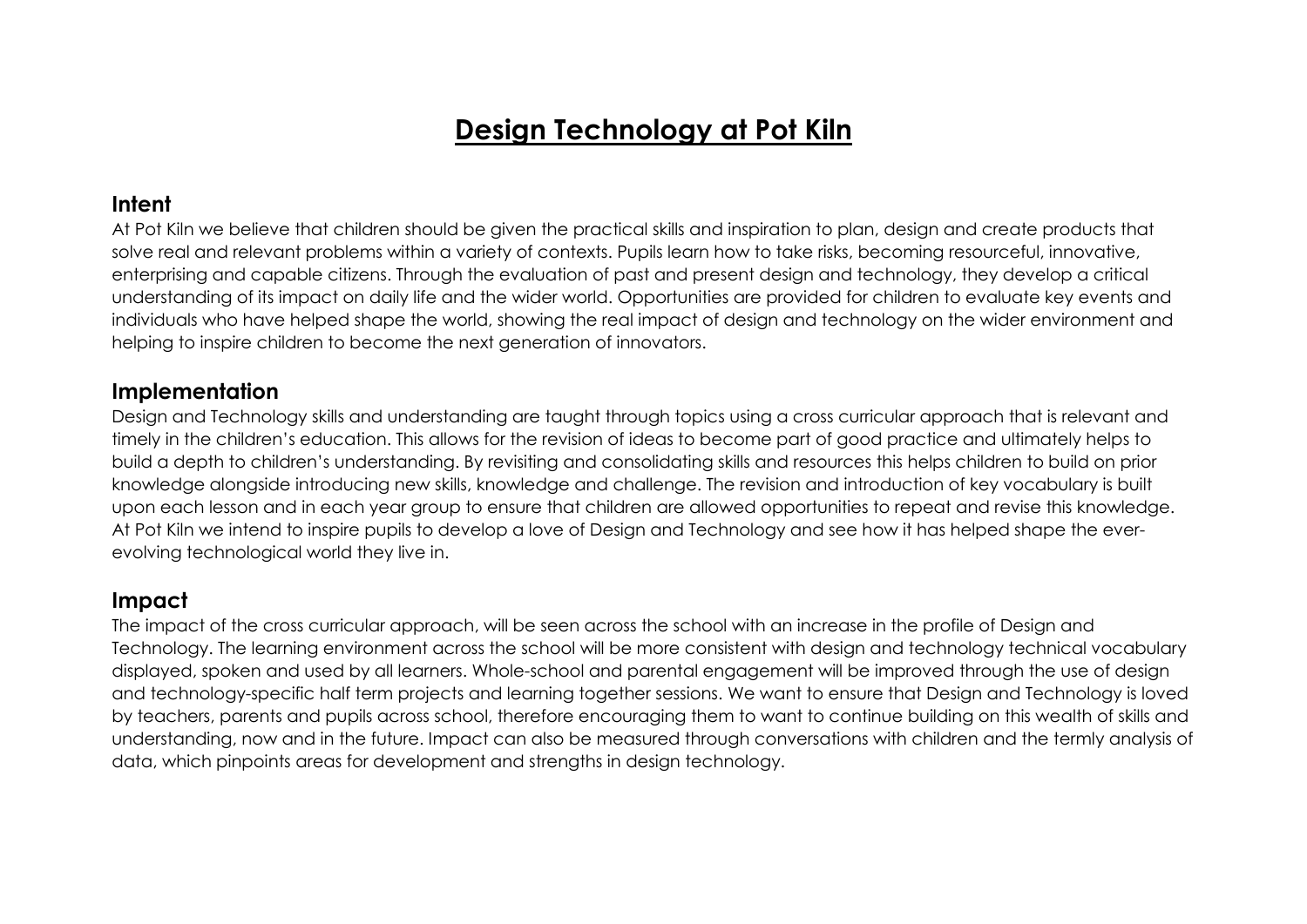# Design Technology at Pot Kiln

## Intent

At Pot Kiln we believe that children should be given the practical skills and inspiration to plan, design and create products that solve real and relevant problems within a variety of contexts. Pupils learn how to take risks, becoming resourceful, innovative, enterprising and capable citizens. Through the evaluation of past and present design and technology, they develop a critical understanding of its impact on daily life and the wider world. Opportunities are provided for children to evaluate key events and individuals who have helped shape the world, showing the real impact of design and technology on the wider environment and helping to inspire children to become the next generation of innovators.

## Implementation

Design and Technology skills and understanding are taught through topics using a cross curricular approach that is relevant and timely in the children's education. This allows for the revision of ideas to become part of good practice and ultimately helps to build a depth to children's understanding. By revisiting and consolidating skills and resources this helps children to build on prior knowledge alongside introducing new skills, knowledge and challenge. The revision and introduction of key vocabulary is built upon each lesson and in each year group to ensure that children are allowed opportunities to repeat and revise this knowledge. At Pot Kiln we intend to inspire pupils to develop a love of Design and Technology and see how it has helped shape the ever-evolving technological world they live in.

## Impact

The impact of the cross curricular approach, will be seen across the school with an increase in the profile of Design and Technology. The learning environment across the school will be more consistent with design and technology technical vocabulary displayed, spoken and used by all learners. Whole-school and parental engagement will be improved through the use of design and technology-specific half term projects and learning together sessions. We want to ensure that Design and Technology is loved by teachers, parents and pupils across school, therefore encouraging them to want to continue building on this wealth of skills and understanding, now and in the future. Impact can also be measured through conversations with children and the termly analysis of data, which pinpoints areas for development and strengths in design technology.